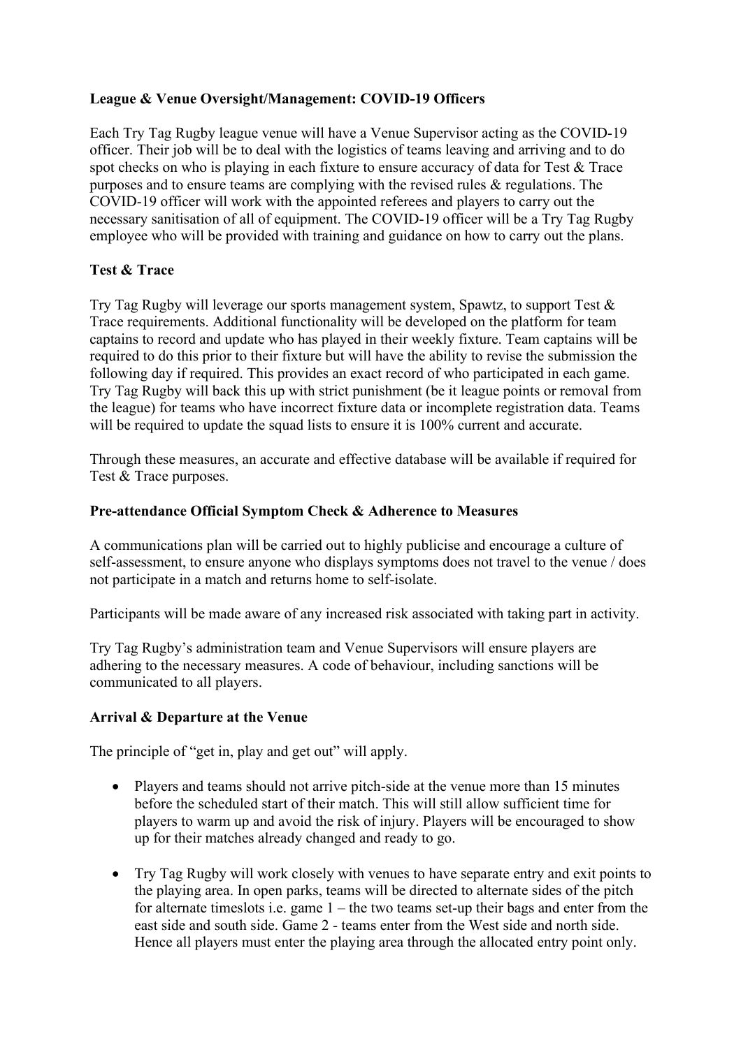**League & Venue Oversight/Management: COVID-19 Officers**

Each Try Tag Rugby league venue will have a Venue Supervisor acting as the COVID-19 officer. Their job will be to deal with the logistics of teams leaving and arriving and to do spot checks on who is playing in each fixture to ensure accuracy of data for Test & Trace purposes and to ensure teams are complying with the revised rules & regulations. The COVID-19 officer will work with the appointed referees and players to carry out the necessary sanitisation of all of equipment. The COVID-19 officer will be a Try Tag Rugby employee who will be provided with training and guidance on how to carry out the plans.

**Test & Trace**

Try Tag Rugby will leverage our sports management system, Spawtz, to support Test & Trace requirements. Additional functionality will be developed on the platform for team captains to record and update who has played in their weekly fixture. Team captains will be required to do this prior to their fixture but will have the ability to revise the submission the following day if required. This provides an exact record of who participated in each game. Try Tag Rugby will back this up with strict punishment (be it league points or removal from the league) for teams who have incorrect fixture data or incomplete registration data. Teams will be required to update the squad lists to ensure it is 100% current and accurate.

Through these measures, an accurate and effective database will be available if required for Test & Trace purposes.

**Pre-attendance Official Symptom Check & Adherence to Measures**

A communications plan will be carried out to highly publicise and encourage a culture of self-assessment, to ensure anyone who displays symptoms does not travel to the venue / does not participate in a match and returns home to self-isolate.

Participants will be made aware of any increased risk associated with taking part in activity.

Try Tag Rugby's administration team and Venue Supervisors will ensure players are adhering to the necessary measures. A code of behaviour, including sanctions will be communicated to all players.

**Arrival & Departure at the Venue**

The principle of "get in, play and get out" will apply.

- Players and teams should not arrive pitch-side at the venue more than 15 minutes before the scheduled start of their match. This will still allow sufficient time for players to warm up and avoid the risk of injury. Players will be encouraged to show up for their matches already changed and ready to go.

- Try Tag Rugby will work closely with venues to have separate entry and exit points to the playing area. In open parks, teams will be directed to alternate sides of the pitch for alternate timeslots i.e. game 1 – the two teams set-up their bags and enter from the east side and south side. Game 2 - teams enter from the West side and north side. Hence all players must enter the playing area through the allocated entry point only.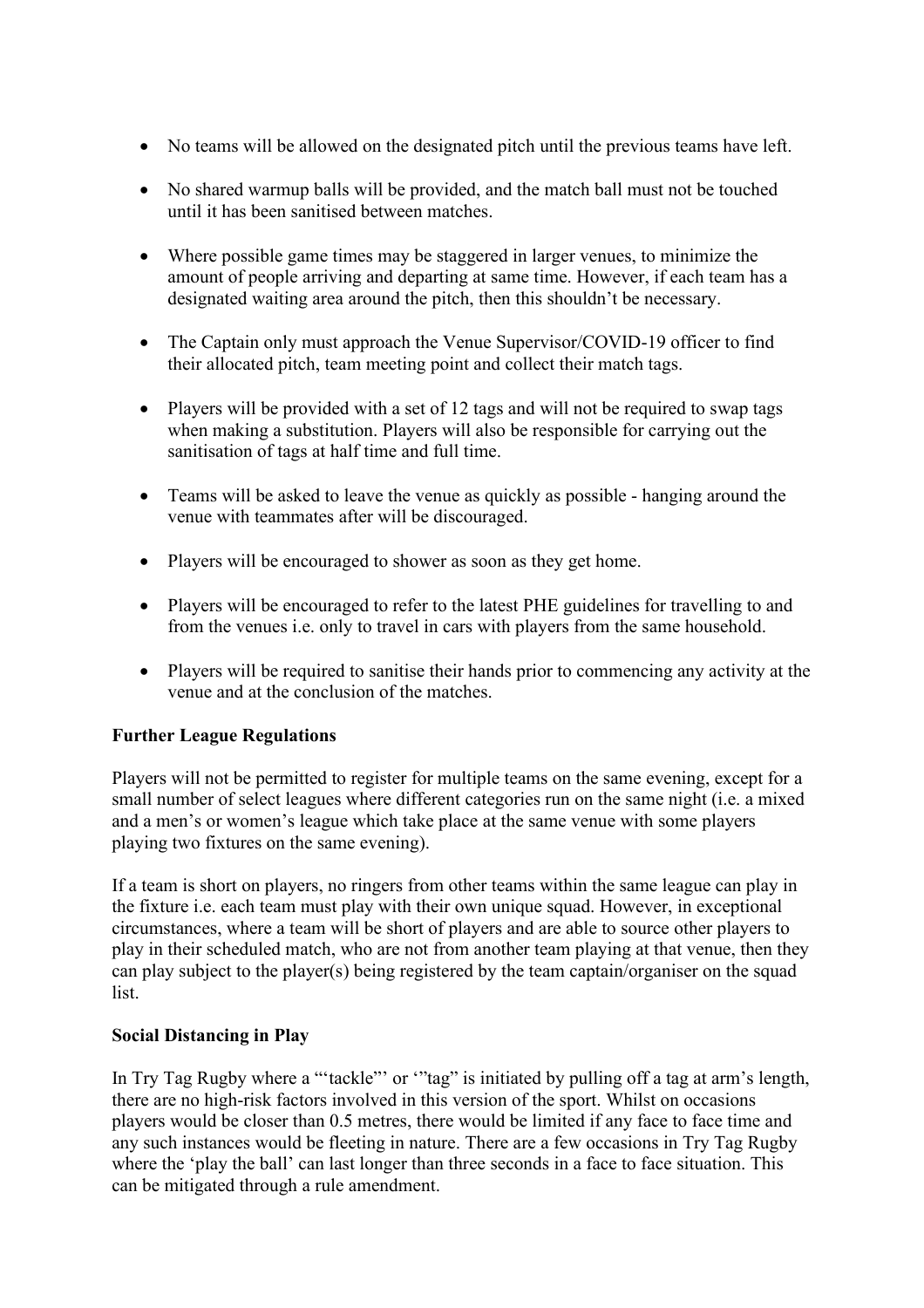- No teams will be allowed on the designated pitch until the previous teams have left.
- No shared warmup balls will be provided, and the match ball must not be touched until it has been sanitised between matches.
- Where possible game times may be staggered in larger venues, to minimize the amount of people arriving and departing at same time. However, if each team has a designated waiting area around the pitch, then this shouldn't be necessary.
- The Captain only must approach the Venue Supervisor/COVID-19 officer to find their allocated pitch, team meeting point and collect their match tags.
- Players will be provided with a set of 12 tags and will not be required to swap tags when making a substitution. Players will also be responsible for carrying out the sanitisation of tags at half time and full time.
- Teams will be asked to leave the venue as quickly as possible - hanging around the venue with teammates after will be discouraged.
- Players will be encouraged to shower as soon as they get home.
- Players will be encouraged to refer to the latest PHE guidelines for travelling to and from the venues i.e. only to travel in cars with players from the same household.
- Players will be required to sanitise their hands prior to commencing any activity at the venue and at the conclusion of the matches.

**Further League Regulations**

Players will not be permitted to register for multiple teams on the same evening, except for a small number of select leagues where different categories run on the same night (i.e. a mixed and a men's or women's league which take place at the same venue with some players playing two fixtures on the same evening).

If a team is short on players, no ringers from other teams within the same league can play in the fixture i.e. each team must play with their own unique squad. However, in exceptional circumstances, where a team will be short of players and are able to source other players to play in their scheduled match, who are not from another team playing at that venue, then they can play subject to the player(s) being registered by the team captain/organiser on the squad list.

**Social Distancing in Play**

In Try Tag Rugby where a "'tackle"' or '"tag" is initiated by pulling off a tag at arm's length, there are no high-risk factors involved in this version of the sport. Whilst on occasions players would be closer than 0.5 metres, there would be limited if any face to face time and any such instances would be fleeting in nature. There are a few occasions in Try Tag Rugby where the 'play the ball' can last longer than three seconds in a face to face situation. This can be mitigated through a rule amendment.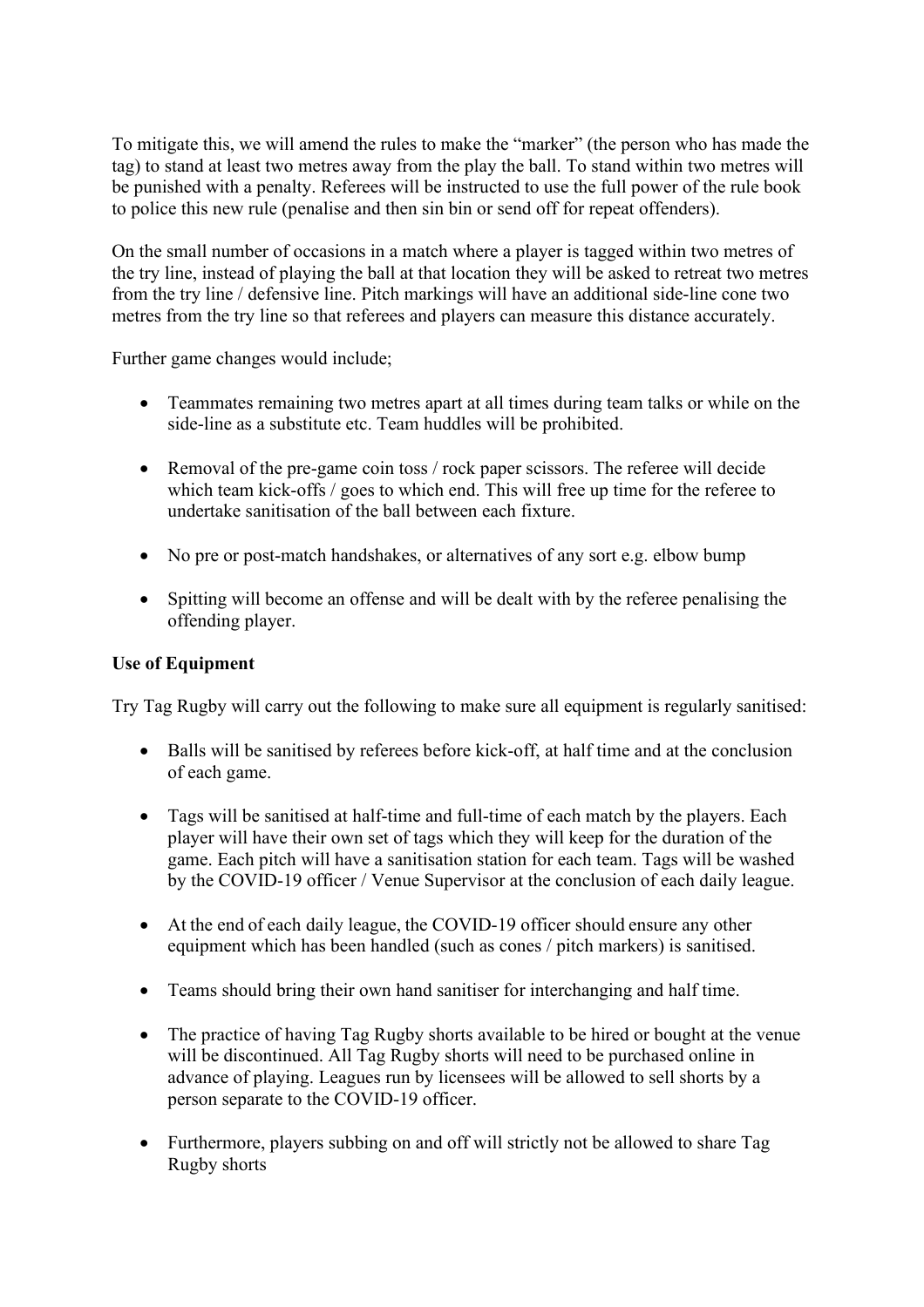To mitigate this, we will amend the rules to make the "marker" (the person who has made the tag) to stand at least two metres away from the play the ball. To stand within two metres will be punished with a penalty. Referees will be instructed to use the full power of the rule book to police this new rule (penalise and then sin bin or send off for repeat offenders).

On the small number of occasions in a match where a player is tagged within two metres of the try line, instead of playing the ball at that location they will be asked to retreat two metres from the try line / defensive line. Pitch markings will have an additional side-line cone two metres from the try line so that referees and players can measure this distance accurately.

Further game changes would include;

- Teammates remaining two metres apart at all times during team talks or while on the side-line as a substitute etc. Team huddles will be prohibited.
- Removal of the pre-game coin toss / rock paper scissors. The referee will decide which team kick-offs / goes to which end. This will free up time for the referee to undertake sanitisation of the ball between each fixture.
- No pre or post-match handshakes, or alternatives of any sort e.g. elbow bump
- Spitting will become an offense and will be dealt with by the referee penalising the offending player.

**Use of Equipment**

Try Tag Rugby will carry out the following to make sure all equipment is regularly sanitised:

- Balls will be sanitised by referees before kick-off, at half time and at the conclusion of each game.
- Tags will be sanitised at half-time and full-time of each match by the players. Each player will have their own set of tags which they will keep for the duration of the game. Each pitch will have a sanitisation station for each team. Tags will be washed by the COVID-19 officer / Venue Supervisor at the conclusion of each daily league.
- At the end of each daily league, the COVID-19 officer should ensure any other equipment which has been handled (such as cones / pitch markers) is sanitised.
- Teams should bring their own hand sanitiser for interchanging and half time.
- The practice of having Tag Rugby shorts available to be hired or bought at the venue will be discontinued. All Tag Rugby shorts will need to be purchased online in advance of playing. Leagues run by licensees will be allowed to sell shorts by a person separate to the COVID-19 officer.
- Furthermore, players subbing on and off will strictly not be allowed to share Tag Rugby shorts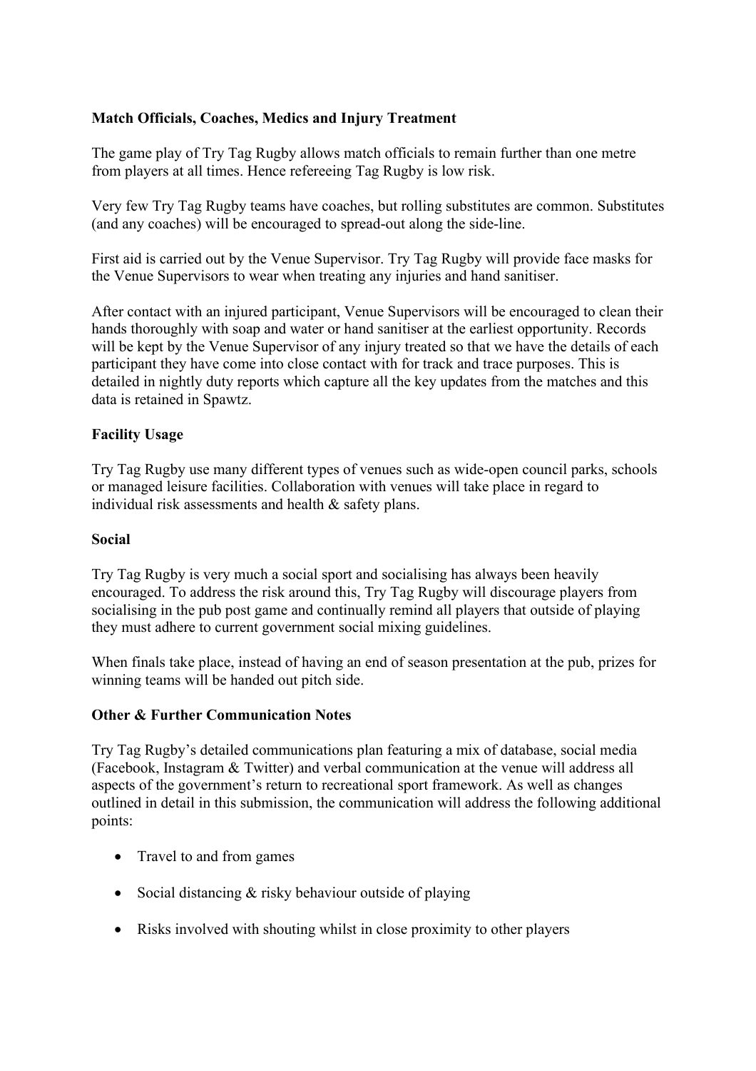**Match Officials, Coaches, Medics and Injury Treatment**

The game play of Try Tag Rugby allows match officials to remain further than one metre from players at all times. Hence refereeing Tag Rugby is low risk.

Very few Try Tag Rugby teams have coaches, but rolling substitutes are common. Substitutes (and any coaches) will be encouraged to spread-out along the side-line.

First aid is carried out by the Venue Supervisor. Try Tag Rugby will provide face masks for the Venue Supervisors to wear when treating any injuries and hand sanitiser.

After contact with an injured participant, Venue Supervisors will be encouraged to clean their hands thoroughly with soap and water or hand sanitiser at the earliest opportunity. Records will be kept by the Venue Supervisor of any injury treated so that we have the details of each participant they have come into close contact with for track and trace purposes. This is detailed in nightly duty reports which capture all the key updates from the matches and this data is retained in Spawtz.

**Facility Usage**

Try Tag Rugby use many different types of venues such as wide-open council parks, schools or managed leisure facilities. Collaboration with venues will take place in regard to individual risk assessments and health & safety plans.

**Social**

Try Tag Rugby is very much a social sport and socialising has always been heavily encouraged. To address the risk around this, Try Tag Rugby will discourage players from socialising in the pub post game and continually remind all players that outside of playing they must adhere to current government social mixing guidelines.

When finals take place, instead of having an end of season presentation at the pub, prizes for winning teams will be handed out pitch side.

**Other & Further Communication Notes**

Try Tag Rugby's detailed communications plan featuring a mix of database, social media (Facebook, Instagram & Twitter) and verbal communication at the venue will address all aspects of the government's return to recreational sport framework. As well as changes outlined in detail in this submission, the communication will address the following additional points:

- Travel to and from games
- Social distancing & risky behaviour outside of playing
- Risks involved with shouting whilst in close proximity to other players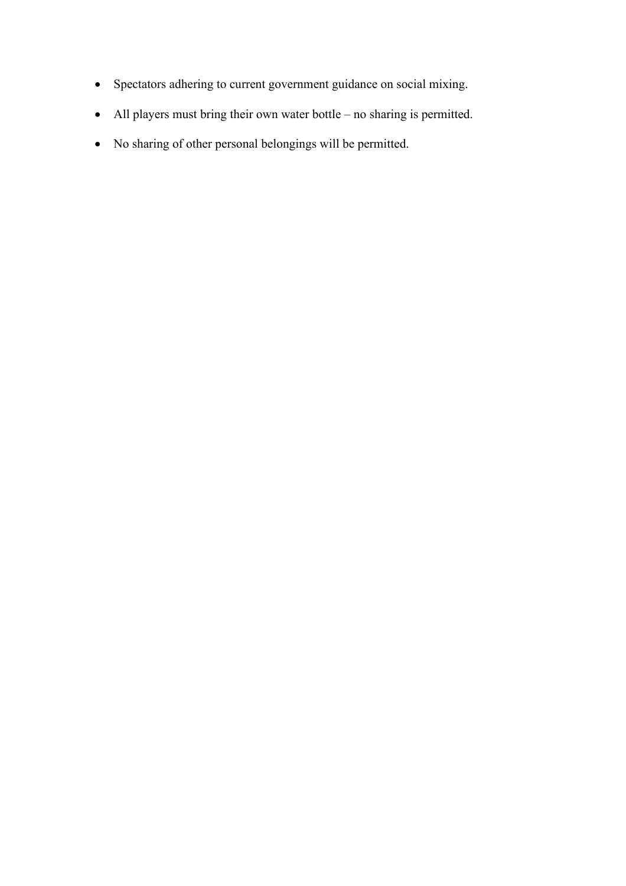- Spectators adhering to current government guidance on social mixing.
- All players must bring their own water bottle – no sharing is permitted.
- No sharing of other personal belongings will be permitted.